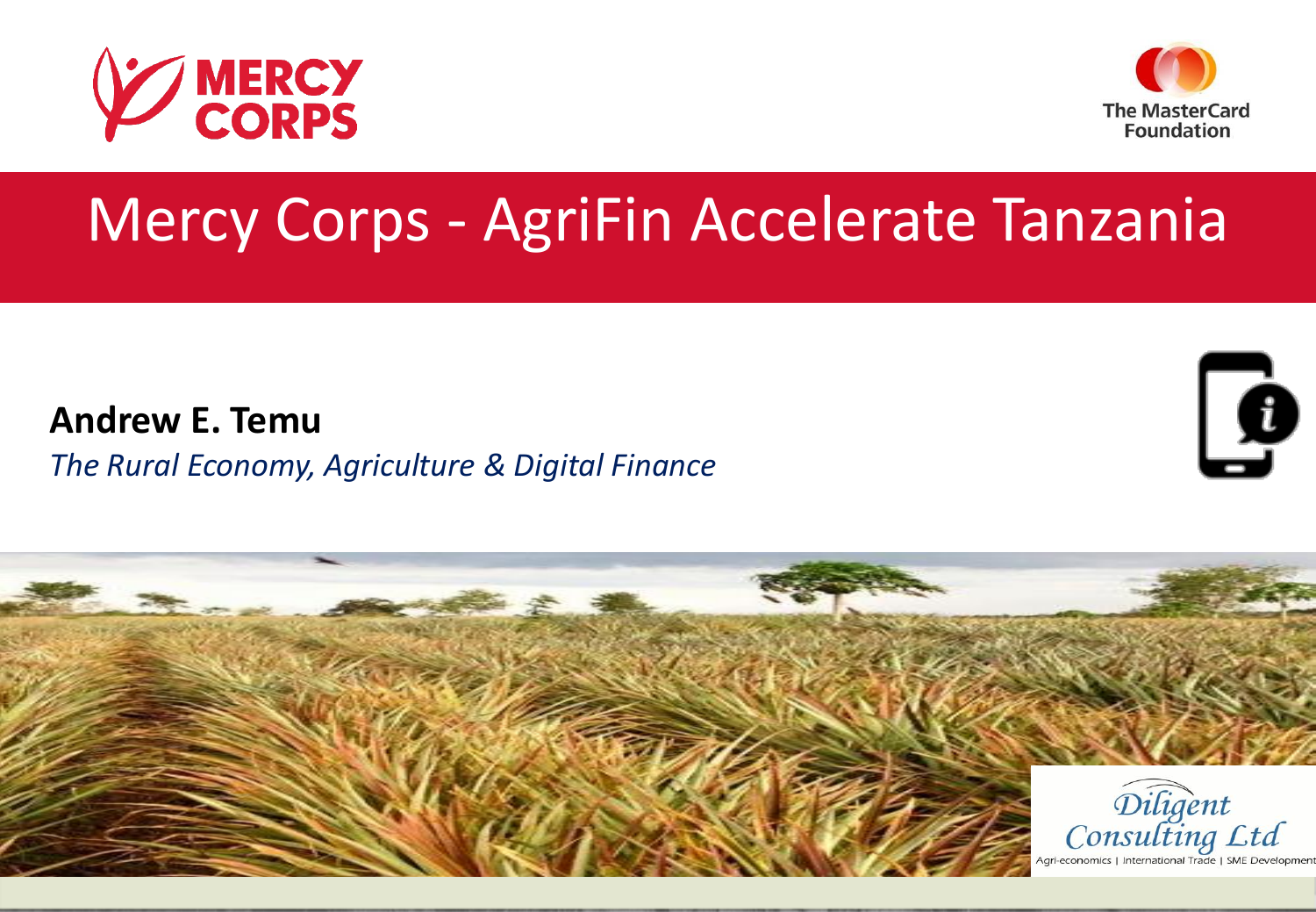MERCY CORPS

The MasterCard Foundation

# Mercy Corps - AgriFin Accelerate Tanzania

**Andrew E. Temu**

*The Rural Economy, Agriculture & Digital Finance*

Diligent Consulting Ltd

Agri-economics | International Trade | SME Development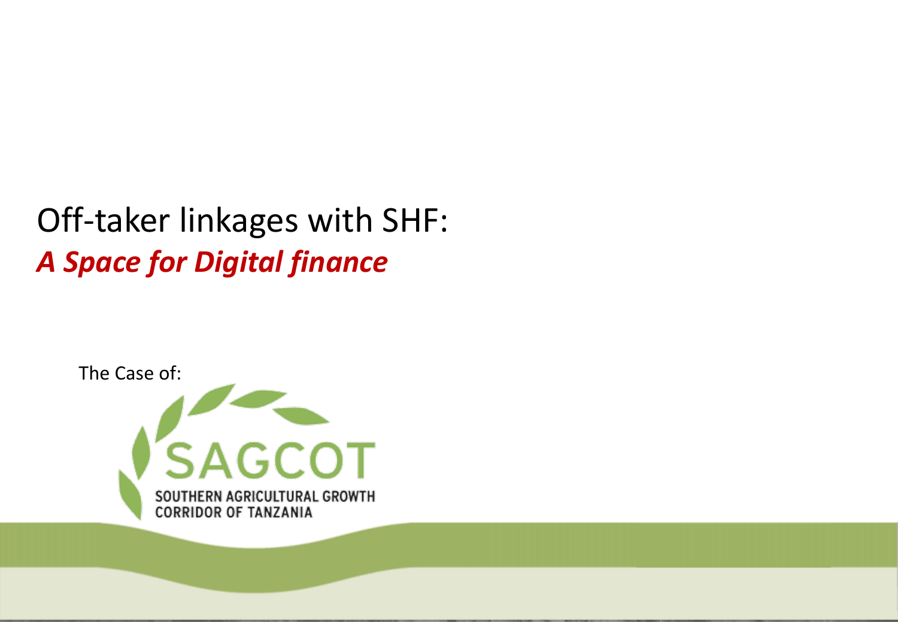# Off-taker linkages with SHF:
## *A Space for Digital finance*

The Case of:

SAGCOT

SOUTHERN AGRICULTURAL GROWTH CORRIDOR OF TANZANIA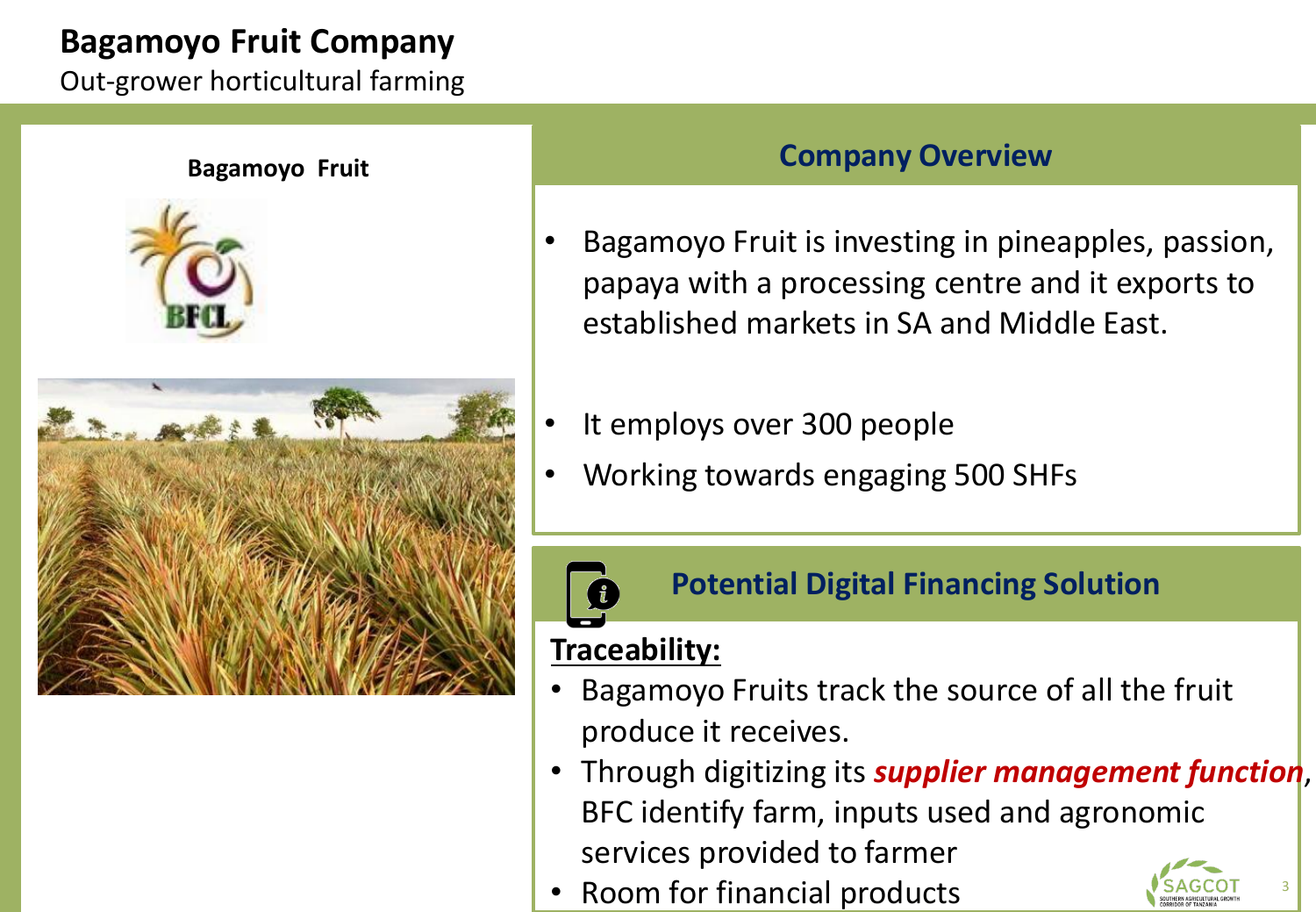# Bagamoyo Fruit Company

Out-grower horticultural farming

**Bagamoyo Fruit**

BFCL

## Company Overview

- Bagamoyo Fruit is investing in pineapples, passion, papaya with a processing centre and it exports to established markets in SA and Middle East.
- It employs over 300 people
- Working towards engaging 500 SHFs

## Potential Digital Financing Solution

**Traceability:**

- Bagamoyo Fruits track the source of all the fruit produce it receives.
- Through digitizing its ***supplier management function***, BFC identify farm, inputs used and agronomic services provided to farmer
- Room for financial products

SAGCOT
SOUTHERN AGRICULTURAL GROWTH CORRIDOR OF TANZANIA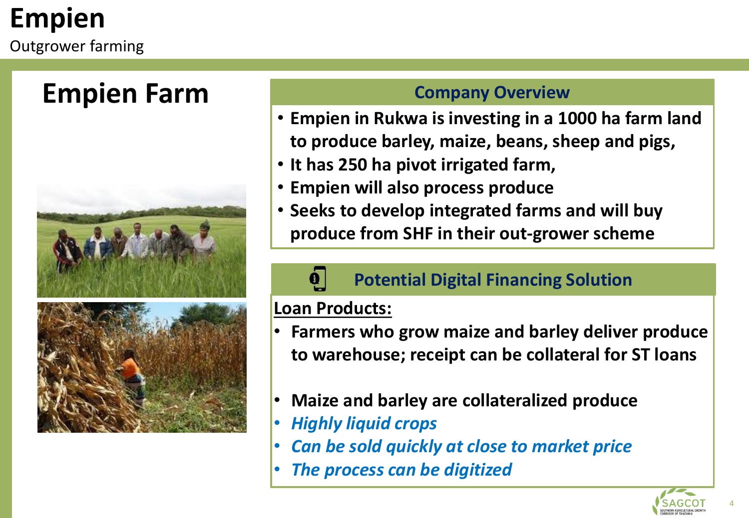# Empien

Outgrower farming

## Empien Farm

### Company Overview

- Empien in Rukwa is investing in a 1000 ha farm land to produce barley, maize, beans, sheep and pigs,
- It has 250 ha pivot irrigated farm,
- Empien will also process produce
- Seeks to develop integrated farms and will buy produce from SHF in their out-grower scheme

### Potential Digital Financing Solution

**Loan Products:**

- Farmers who grow maize and barley deliver produce to warehouse; receipt can be collateral for ST loans

- Maize and barley are collateralized produce
- *Highly liquid crops*
- *Can be sold quickly at close to market price*
- *The process can be digitized*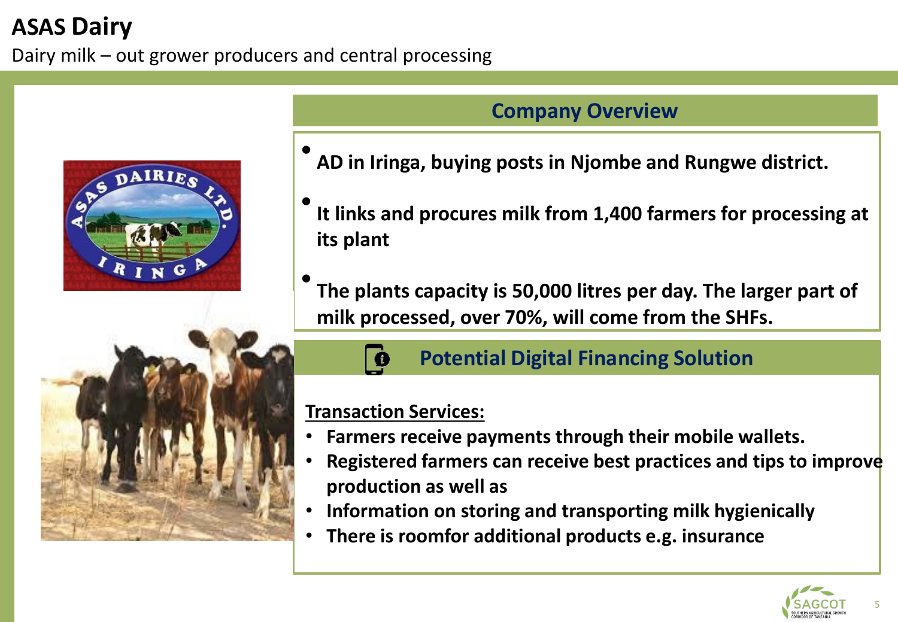# ASAS Dairy

Dairy milk – out grower producers and central processing

## Company Overview

- **AD in Iringa, buying posts in Njombe and Rungwe district.**
- **It links and procures milk from 1,400 farmers for processing at its plant**
- **The plants capacity is 50,000 litres per day. The larger part of milk processed, over 70%, will come from the SHFs.**

## Potential Digital Financing Solution

**Transaction Services:**

- **Farmers receive payments through their mobile wallets.**
- **Registered farmers can receive best practices and tips to improve production as well as**
- **Information on storing and transporting milk hygienically**
- **There is roomfor additional products e.g. insurance**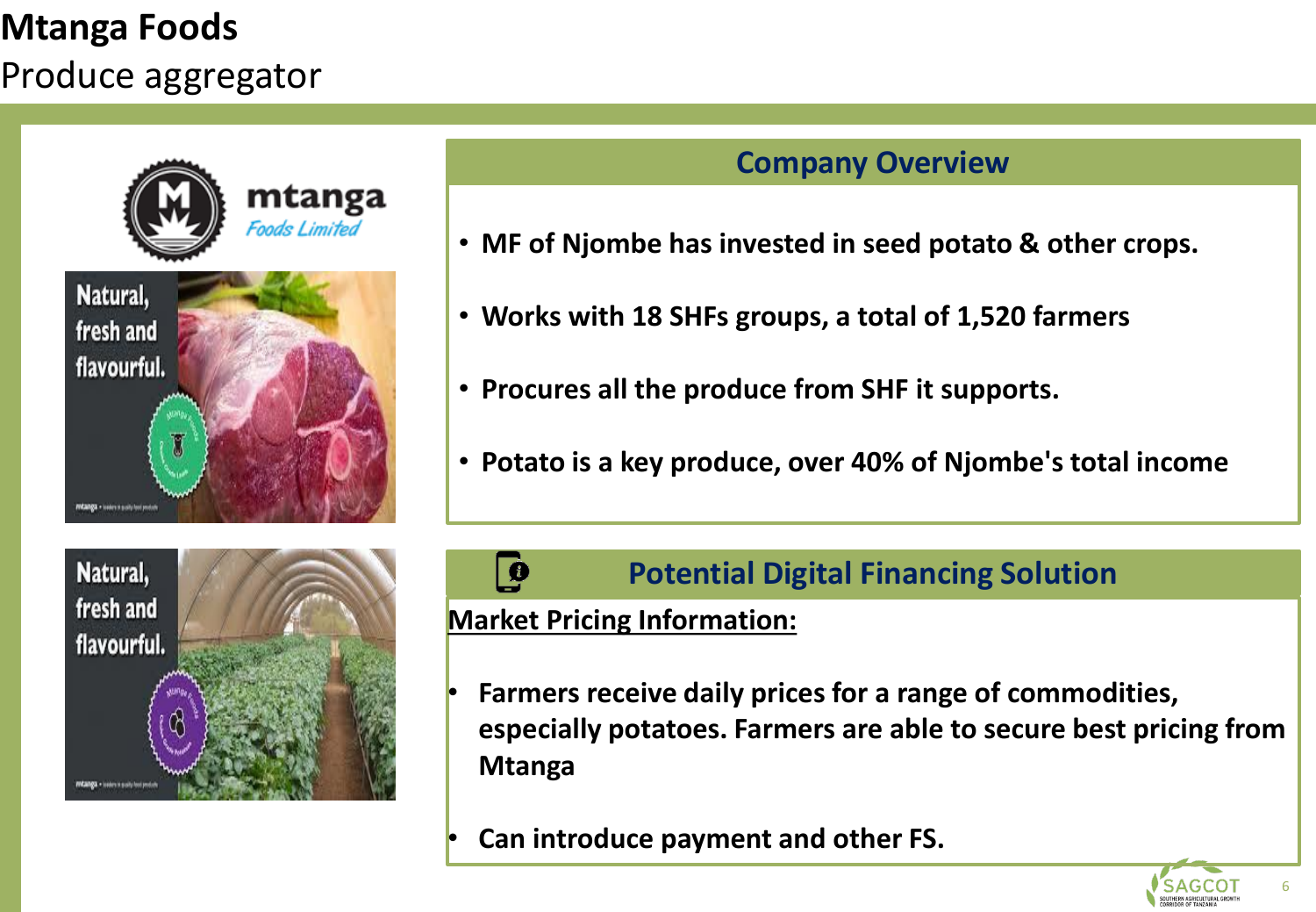# Mtanga Foods

Produce aggregator

## Company Overview

- MF of Njombe has invested in seed potato & other crops.
- Works with 18 SHFs groups, a total of 1,520 farmers
- Procures all the produce from SHF it supports.
- Potato is a key produce, over 40% of Njombe's total income

## Potential Digital Financing Solution

**Market Pricing Information:**

- Farmers receive daily prices for a range of commodities, especially potatoes. Farmers are able to secure best pricing from Mtanga
- Can introduce payment and other FS.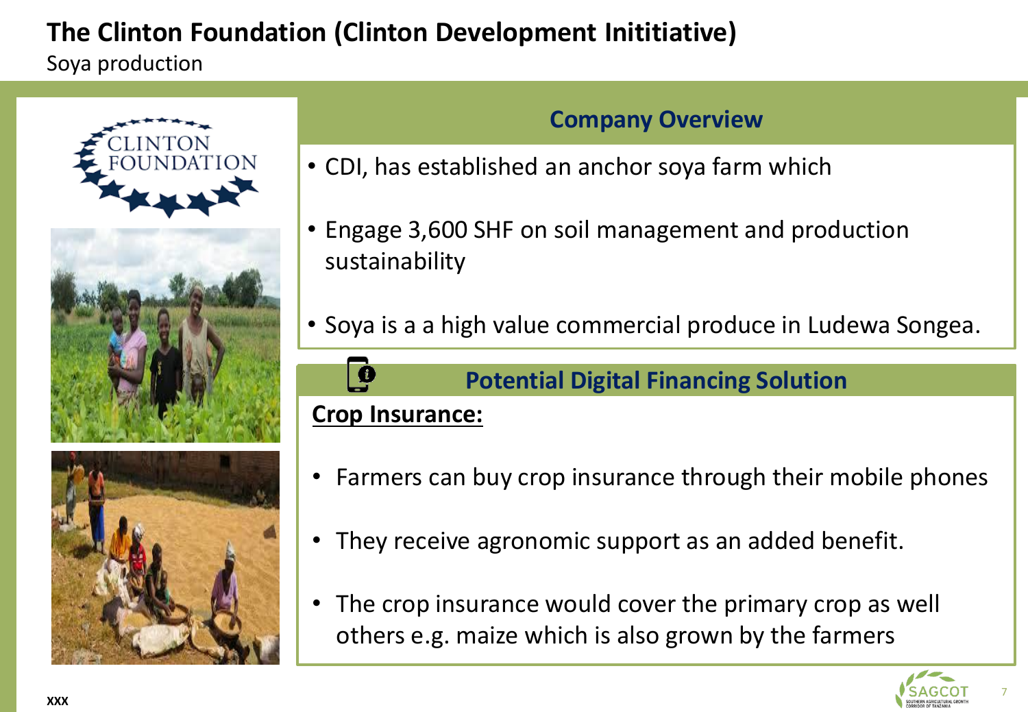# The Clinton Foundation (Clinton Development Inititiative)

Soya production

## Company Overview

- CDI, has established an anchor soya farm which
- Engage 3,600 SHF on soil management and production sustainability
- Soya is a a high value commercial produce in Ludewa Songea.

## Potential Digital Financing Solution

**Crop Insurance:**

- Farmers can buy crop insurance through their mobile phones
- They receive agronomic support as an added benefit.
- The crop insurance would cover the primary crop as well others e.g. maize which is also grown by the farmers

XXX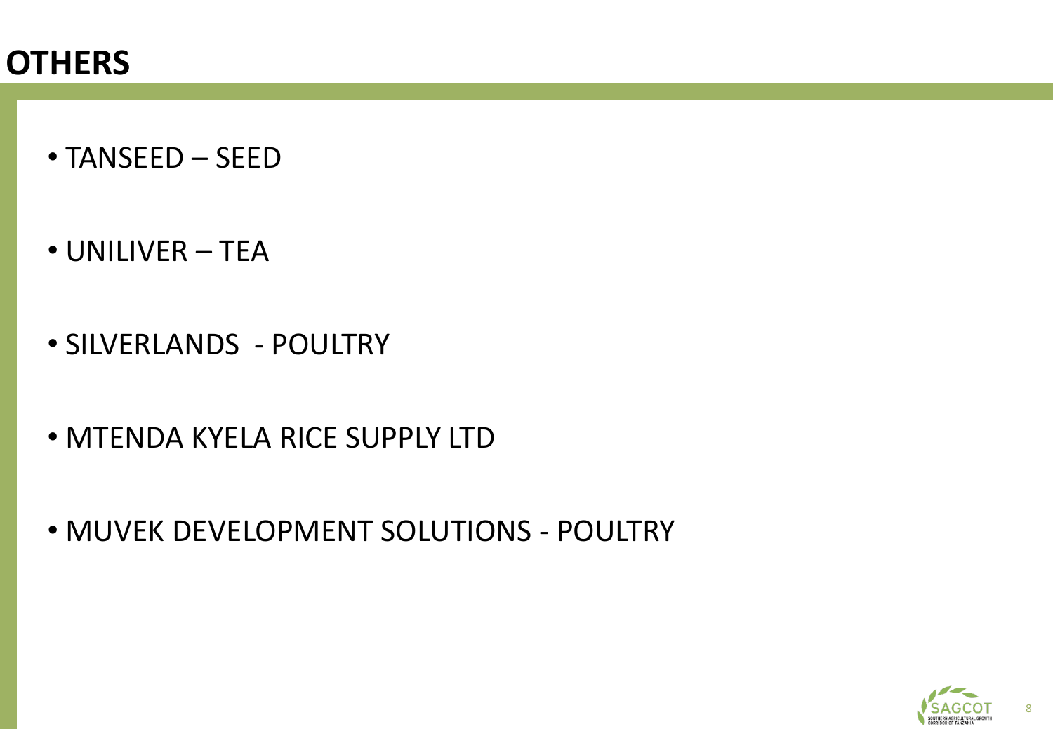# OTHERS

- TANSEED – SEED
- UNILIVER – TEA
- SILVERLANDS  - POULTRY
- MTENDA KYELA RICE SUPPLY LTD
- MUVEK DEVELOPMENT SOLUTIONS - POULTRY